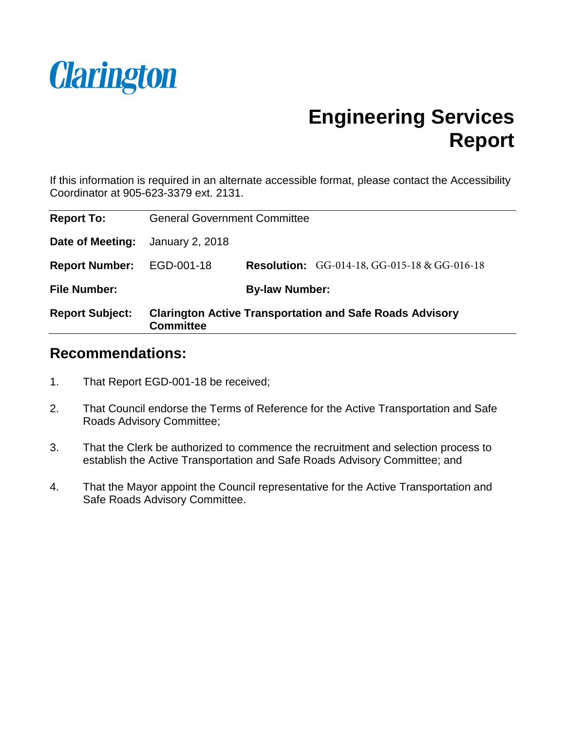Clarington

# Engineering Services Report

If this information is required in an alternate accessible format, please contact the Accessibility Coordinator at 905-623-3379 ext. 2131.

| | | | |
|---|---|---|---|
| **Report To:** | General Government Committee | | |
| **Date of Meeting:** | January 2, 2018 | | |
| **Report Number:** | EGD-001-18 | **Resolution:** | GG-014-18, GG-015-18 & GG-016-18 |
| **File Number:** | | **By-law Number:** | |
| **Report Subject:** | **Clarington Active Transportation and Safe Roads Advisory Committee** | | |

## Recommendations:

1. That Report EGD-001-18 be received;
2. That Council endorse the Terms of Reference for the Active Transportation and Safe Roads Advisory Committee;
3. That the Clerk be authorized to commence the recruitment and selection process to establish the Active Transportation and Safe Roads Advisory Committee; and
4. That the Mayor appoint the Council representative for the Active Transportation and Safe Roads Advisory Committee.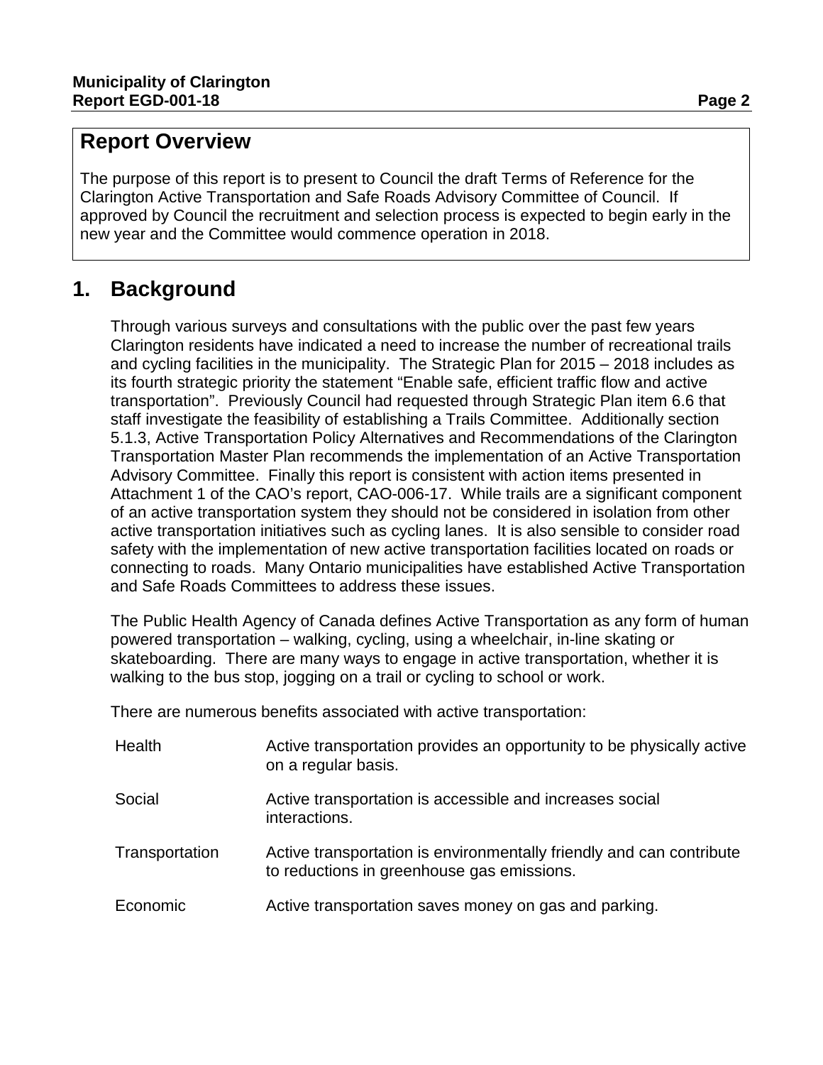## Report Overview

The purpose of this report is to present to Council the draft Terms of Reference for the Clarington Active Transportation and Safe Roads Advisory Committee of Council. If approved by Council the recruitment and selection process is expected to begin early in the new year and the Committee would commence operation in 2018.

## 1. Background

Through various surveys and consultations with the public over the past few years Clarington residents have indicated a need to increase the number of recreational trails and cycling facilities in the municipality. The Strategic Plan for 2015 – 2018 includes as its fourth strategic priority the statement "Enable safe, efficient traffic flow and active transportation". Previously Council had requested through Strategic Plan item 6.6 that staff investigate the feasibility of establishing a Trails Committee. Additionally section 5.1.3, Active Transportation Policy Alternatives and Recommendations of the Clarington Transportation Master Plan recommends the implementation of an Active Transportation Advisory Committee. Finally this report is consistent with action items presented in Attachment 1 of the CAO's report, CAO-006-17. While trails are a significant component of an active transportation system they should not be considered in isolation from other active transportation initiatives such as cycling lanes. It is also sensible to consider road safety with the implementation of new active transportation facilities located on roads or connecting to roads. Many Ontario municipalities have established Active Transportation and Safe Roads Committees to address these issues.

The Public Health Agency of Canada defines Active Transportation as any form of human powered transportation – walking, cycling, using a wheelchair, in-line skating or skateboarding. There are many ways to engage in active transportation, whether it is walking to the bus stop, jogging on a trail or cycling to school or work.

There are numerous benefits associated with active transportation:

| | |
|---|---|
| Health | Active transportation provides an opportunity to be physically active on a regular basis. |
| Social | Active transportation is accessible and increases social interactions. |
| Transportation | Active transportation is environmentally friendly and can contribute to reductions in greenhouse gas emissions. |
| Economic | Active transportation saves money on gas and parking. |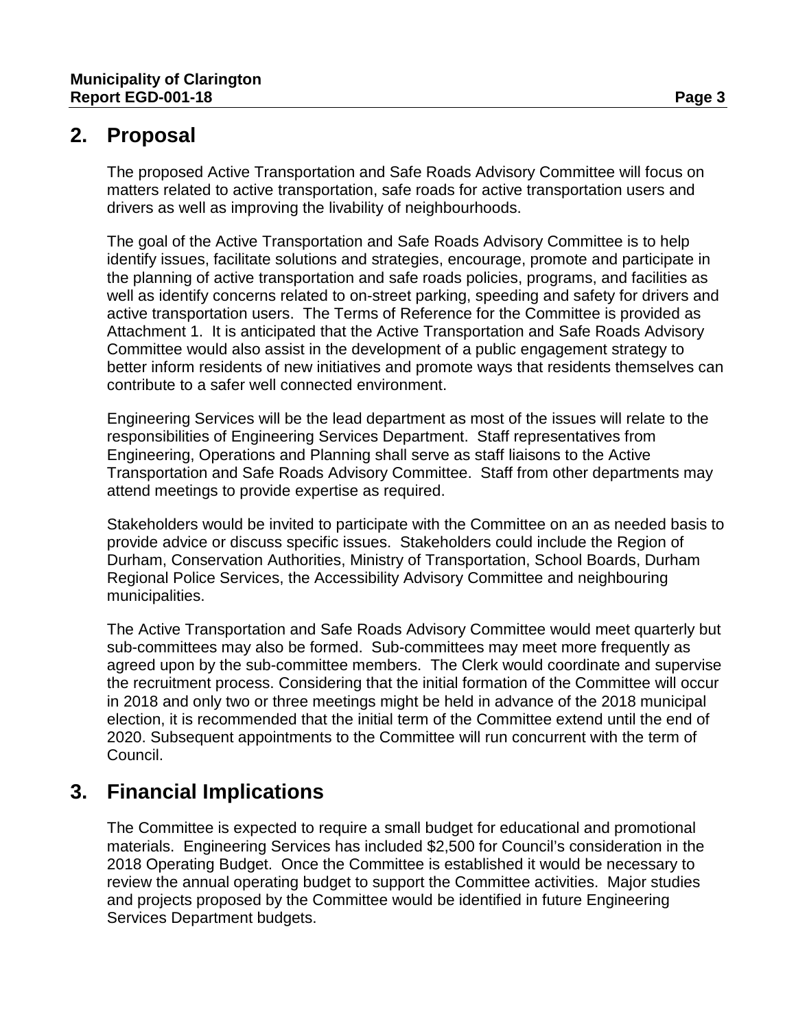## 2. Proposal

The proposed Active Transportation and Safe Roads Advisory Committee will focus on matters related to active transportation, safe roads for active transportation users and drivers as well as improving the livability of neighbourhoods.

The goal of the Active Transportation and Safe Roads Advisory Committee is to help identify issues, facilitate solutions and strategies, encourage, promote and participate in the planning of active transportation and safe roads policies, programs, and facilities as well as identify concerns related to on-street parking, speeding and safety for drivers and active transportation users. The Terms of Reference for the Committee is provided as Attachment 1. It is anticipated that the Active Transportation and Safe Roads Advisory Committee would also assist in the development of a public engagement strategy to better inform residents of new initiatives and promote ways that residents themselves can contribute to a safer well connected environment.

Engineering Services will be the lead department as most of the issues will relate to the responsibilities of Engineering Services Department. Staff representatives from Engineering, Operations and Planning shall serve as staff liaisons to the Active Transportation and Safe Roads Advisory Committee. Staff from other departments may attend meetings to provide expertise as required.

Stakeholders would be invited to participate with the Committee on an as needed basis to provide advice or discuss specific issues. Stakeholders could include the Region of Durham, Conservation Authorities, Ministry of Transportation, School Boards, Durham Regional Police Services, the Accessibility Advisory Committee and neighbouring municipalities.

The Active Transportation and Safe Roads Advisory Committee would meet quarterly but sub-committees may also be formed. Sub-committees may meet more frequently as agreed upon by the sub-committee members. The Clerk would coordinate and supervise the recruitment process. Considering that the initial formation of the Committee will occur in 2018 and only two or three meetings might be held in advance of the 2018 municipal election, it is recommended that the initial term of the Committee extend until the end of 2020. Subsequent appointments to the Committee will run concurrent with the term of Council.

## 3. Financial Implications

The Committee is expected to require a small budget for educational and promotional materials. Engineering Services has included $2,500 for Council's consideration in the 2018 Operating Budget. Once the Committee is established it would be necessary to review the annual operating budget to support the Committee activities. Major studies and projects proposed by the Committee would be identified in future Engineering Services Department budgets.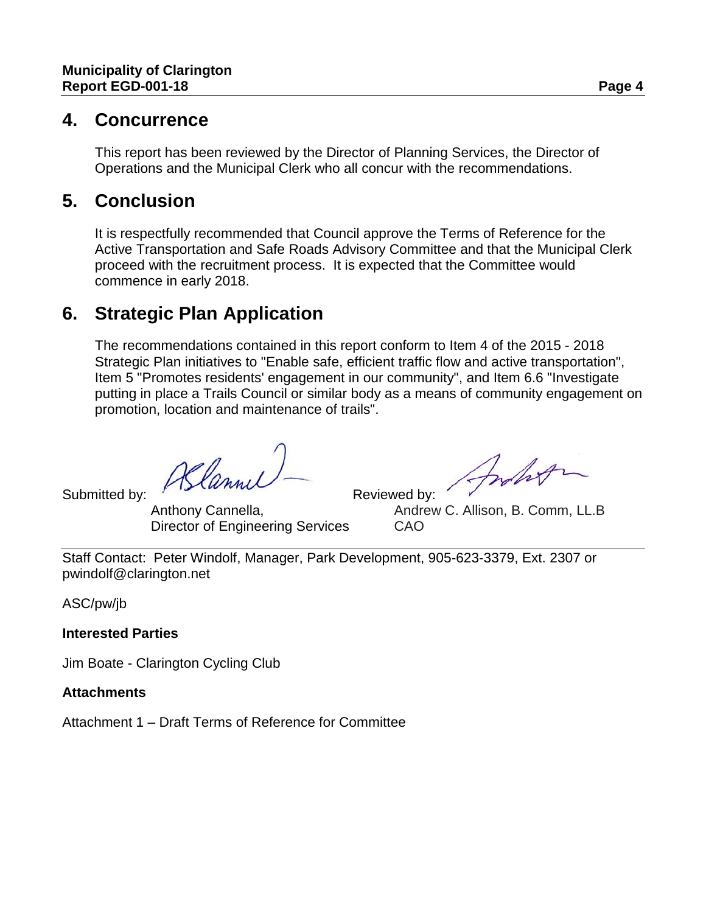## 4. Concurrence

This report has been reviewed by the Director of Planning Services, the Director of Operations and the Municipal Clerk who all concur with the recommendations.

## 5. Conclusion

It is respectfully recommended that Council approve the Terms of Reference for the Active Transportation and Safe Roads Advisory Committee and that the Municipal Clerk proceed with the recruitment process. It is expected that the Committee would commence in early 2018.

## 6. Strategic Plan Application

The recommendations contained in this report conform to Item 4 of the 2015 - 2018 Strategic Plan initiatives to "Enable safe, efficient traffic flow and active transportation", Item 5 "Promotes residents' engagement in our community", and Item 6.6 "Investigate putting in place a Trails Council or similar body as a means of community engagement on promotion, location and maintenance of trails".

Submitted by: Anthony Cannella, Director of Engineering Services

Reviewed by: Andrew C. Allison, B. Comm, LL.B CAO

---

Staff Contact: Peter Windolf, Manager, Park Development, 905-623-3379, Ext. 2307 or pwindolf@clarington.net

ASC/pw/jb

**Interested Parties**

Jim Boate - Clarington Cycling Club

**Attachments**

Attachment 1 – Draft Terms of Reference for Committee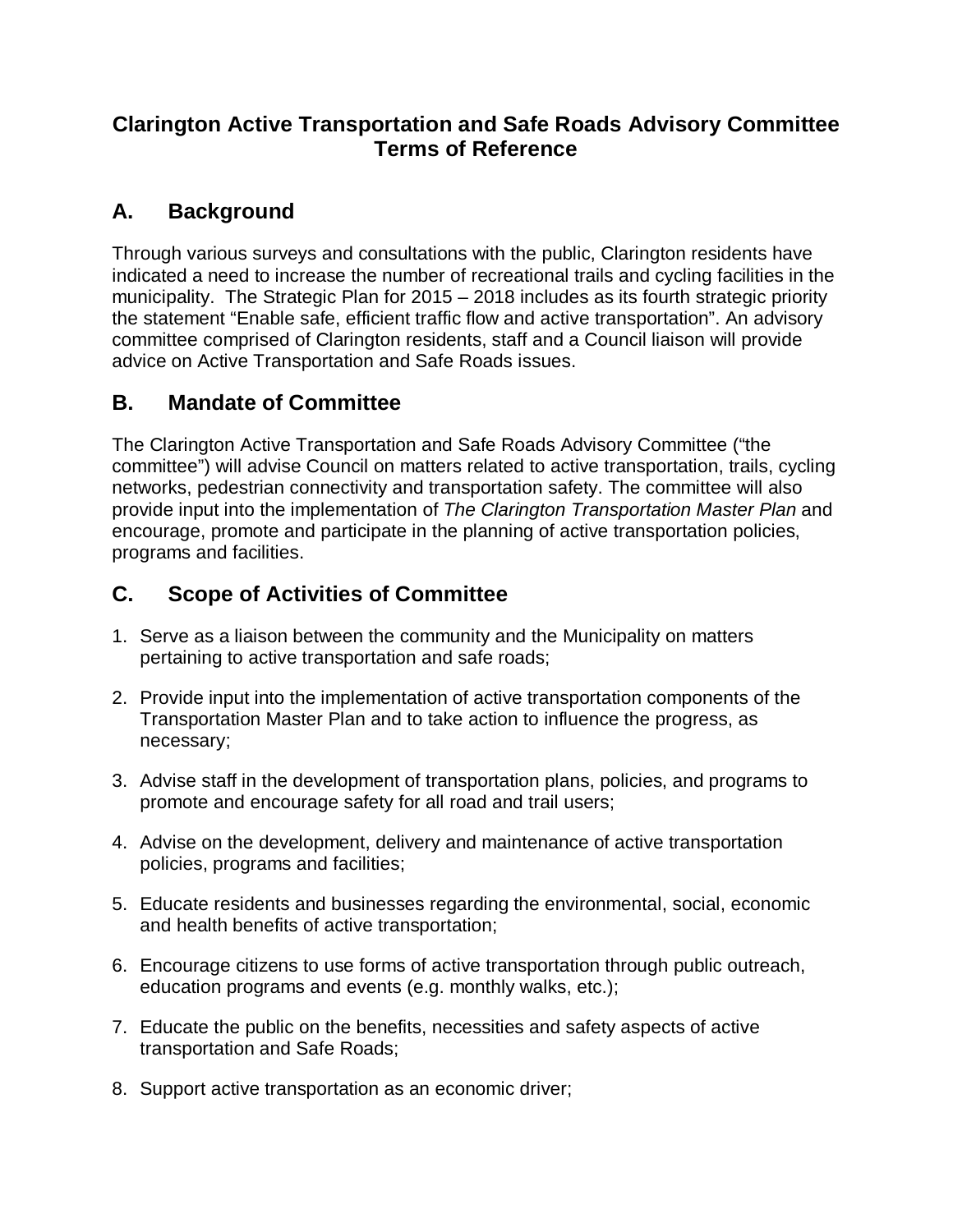# Clarington Active Transportation and Safe Roads Advisory Committee Terms of Reference

## A. Background

Through various surveys and consultations with the public, Clarington residents have indicated a need to increase the number of recreational trails and cycling facilities in the municipality. The Strategic Plan for 2015 – 2018 includes as its fourth strategic priority the statement "Enable safe, efficient traffic flow and active transportation". An advisory committee comprised of Clarington residents, staff and a Council liaison will provide advice on Active Transportation and Safe Roads issues.

## B. Mandate of Committee

The Clarington Active Transportation and Safe Roads Advisory Committee ("the committee") will advise Council on matters related to active transportation, trails, cycling networks, pedestrian connectivity and transportation safety. The committee will also provide input into the implementation of *The Clarington Transportation Master Plan* and encourage, promote and participate in the planning of active transportation policies, programs and facilities.

## C. Scope of Activities of Committee

1. Serve as a liaison between the community and the Municipality on matters pertaining to active transportation and safe roads;
2. Provide input into the implementation of active transportation components of the Transportation Master Plan and to take action to influence the progress, as necessary;
3. Advise staff in the development of transportation plans, policies, and programs to promote and encourage safety for all road and trail users;
4. Advise on the development, delivery and maintenance of active transportation policies, programs and facilities;
5. Educate residents and businesses regarding the environmental, social, economic and health benefits of active transportation;
6. Encourage citizens to use forms of active transportation through public outreach, education programs and events (e.g. monthly walks, etc.);
7. Educate the public on the benefits, necessities and safety aspects of active transportation and Safe Roads;
8. Support active transportation as an economic driver;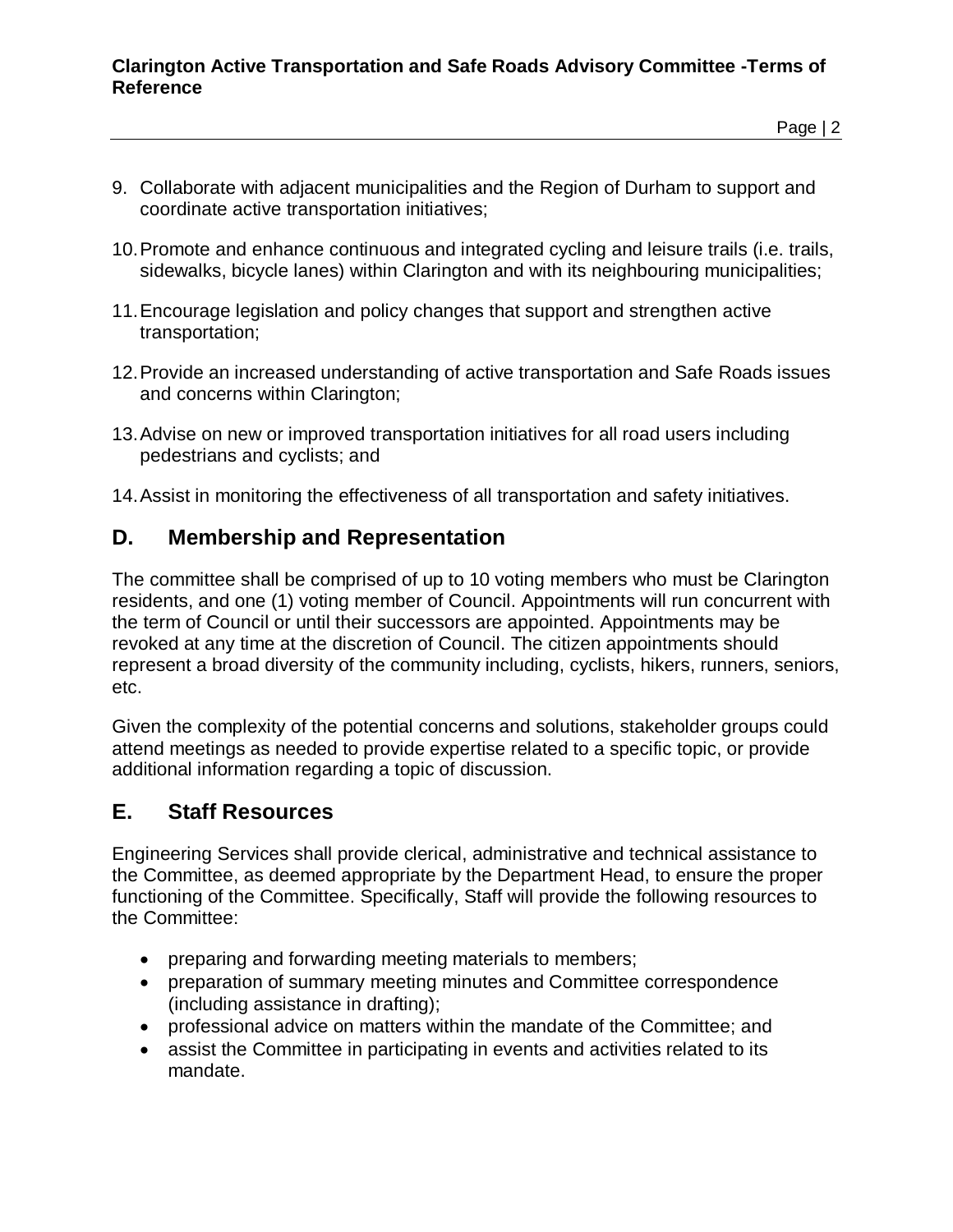9. Collaborate with adjacent municipalities and the Region of Durham to support and coordinate active transportation initiatives;

10. Promote and enhance continuous and integrated cycling and leisure trails (i.e. trails, sidewalks, bicycle lanes) within Clarington and with its neighbouring municipalities;

11. Encourage legislation and policy changes that support and strengthen active transportation;

12. Provide an increased understanding of active transportation and Safe Roads issues and concerns within Clarington;

13. Advise on new or improved transportation initiatives for all road users including pedestrians and cyclists; and

14. Assist in monitoring the effectiveness of all transportation and safety initiatives.

## D. Membership and Representation

The committee shall be comprised of up to 10 voting members who must be Clarington residents, and one (1) voting member of Council. Appointments will run concurrent with the term of Council or until their successors are appointed. Appointments may be revoked at any time at the discretion of Council. The citizen appointments should represent a broad diversity of the community including, cyclists, hikers, runners, seniors, etc.

Given the complexity of the potential concerns and solutions, stakeholder groups could attend meetings as needed to provide expertise related to a specific topic, or provide additional information regarding a topic of discussion.

## E. Staff Resources

Engineering Services shall provide clerical, administrative and technical assistance to the Committee, as deemed appropriate by the Department Head, to ensure the proper functioning of the Committee. Specifically, Staff will provide the following resources to the Committee:

- preparing and forwarding meeting materials to members;
- preparation of summary meeting minutes and Committee correspondence (including assistance in drafting);
- professional advice on matters within the mandate of the Committee; and
- assist the Committee in participating in events and activities related to its mandate.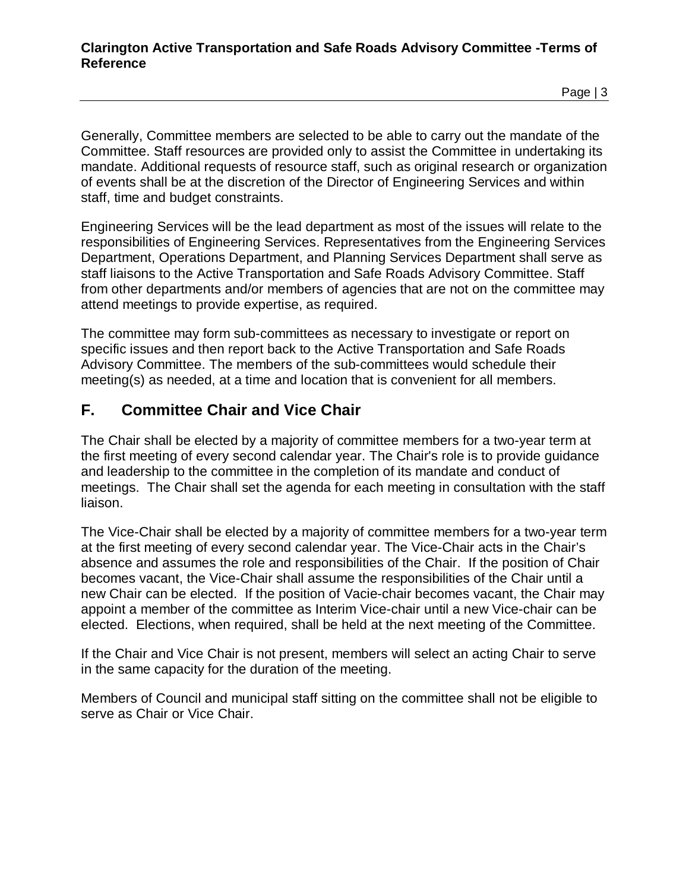Generally, Committee members are selected to be able to carry out the mandate of the Committee. Staff resources are provided only to assist the Committee in undertaking its mandate. Additional requests of resource staff, such as original research or organization of events shall be at the discretion of the Director of Engineering Services and within staff, time and budget constraints.

Engineering Services will be the lead department as most of the issues will relate to the responsibilities of Engineering Services. Representatives from the Engineering Services Department, Operations Department, and Planning Services Department shall serve as staff liaisons to the Active Transportation and Safe Roads Advisory Committee. Staff from other departments and/or members of agencies that are not on the committee may attend meetings to provide expertise, as required.

The committee may form sub-committees as necessary to investigate or report on specific issues and then report back to the Active Transportation and Safe Roads Advisory Committee. The members of the sub-committees would schedule their meeting(s) as needed, at a time and location that is convenient for all members.

## F. Committee Chair and Vice Chair

The Chair shall be elected by a majority of committee members for a two-year term at the first meeting of every second calendar year. The Chair's role is to provide guidance and leadership to the committee in the completion of its mandate and conduct of meetings. The Chair shall set the agenda for each meeting in consultation with the staff liaison.

The Vice-Chair shall be elected by a majority of committee members for a two-year term at the first meeting of every second calendar year. The Vice-Chair acts in the Chair's absence and assumes the role and responsibilities of the Chair. If the position of Chair becomes vacant, the Vice-Chair shall assume the responsibilities of the Chair until a new Chair can be elected. If the position of Vacie-chair becomes vacant, the Chair may appoint a member of the committee as Interim Vice-chair until a new Vice-chair can be elected. Elections, when required, shall be held at the next meeting of the Committee.

If the Chair and Vice Chair is not present, members will select an acting Chair to serve in the same capacity for the duration of the meeting.

Members of Council and municipal staff sitting on the committee shall not be eligible to serve as Chair or Vice Chair.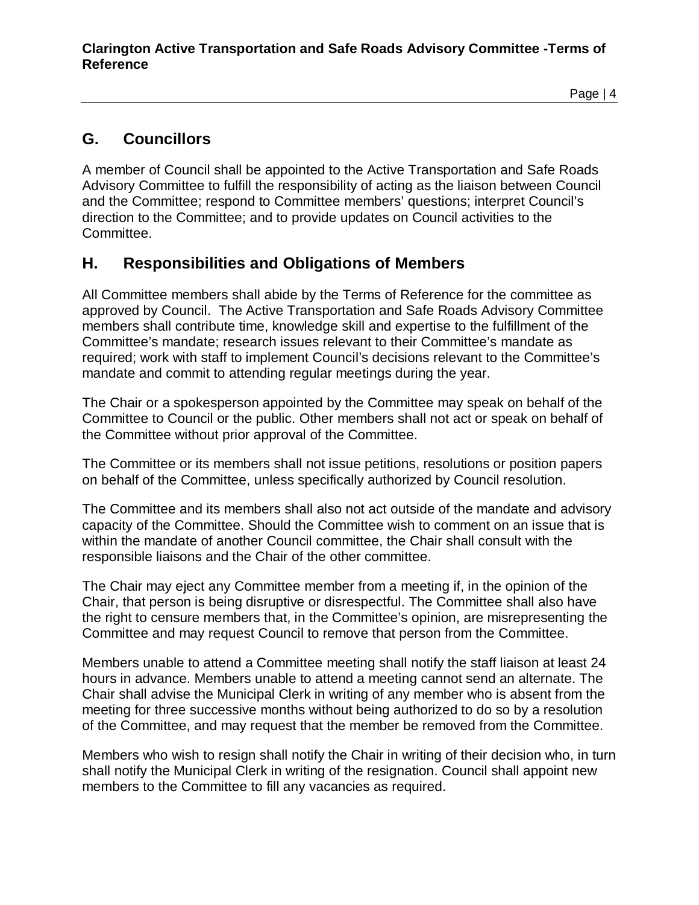## G. Councillors

A member of Council shall be appointed to the Active Transportation and Safe Roads Advisory Committee to fulfill the responsibility of acting as the liaison between Council and the Committee; respond to Committee members' questions; interpret Council's direction to the Committee; and to provide updates on Council activities to the Committee.

## H. Responsibilities and Obligations of Members

All Committee members shall abide by the Terms of Reference for the committee as approved by Council. The Active Transportation and Safe Roads Advisory Committee members shall contribute time, knowledge skill and expertise to the fulfillment of the Committee's mandate; research issues relevant to their Committee's mandate as required; work with staff to implement Council's decisions relevant to the Committee's mandate and commit to attending regular meetings during the year.

The Chair or a spokesperson appointed by the Committee may speak on behalf of the Committee to Council or the public. Other members shall not act or speak on behalf of the Committee without prior approval of the Committee.

The Committee or its members shall not issue petitions, resolutions or position papers on behalf of the Committee, unless specifically authorized by Council resolution.

The Committee and its members shall also not act outside of the mandate and advisory capacity of the Committee. Should the Committee wish to comment on an issue that is within the mandate of another Council committee, the Chair shall consult with the responsible liaisons and the Chair of the other committee.

The Chair may eject any Committee member from a meeting if, in the opinion of the Chair, that person is being disruptive or disrespectful. The Committee shall also have the right to censure members that, in the Committee's opinion, are misrepresenting the Committee and may request Council to remove that person from the Committee.

Members unable to attend a Committee meeting shall notify the staff liaison at least 24 hours in advance. Members unable to attend a meeting cannot send an alternate. The Chair shall advise the Municipal Clerk in writing of any member who is absent from the meeting for three successive months without being authorized to do so by a resolution of the Committee, and may request that the member be removed from the Committee.

Members who wish to resign shall notify the Chair in writing of their decision who, in turn shall notify the Municipal Clerk in writing of the resignation. Council shall appoint new members to the Committee to fill any vacancies as required.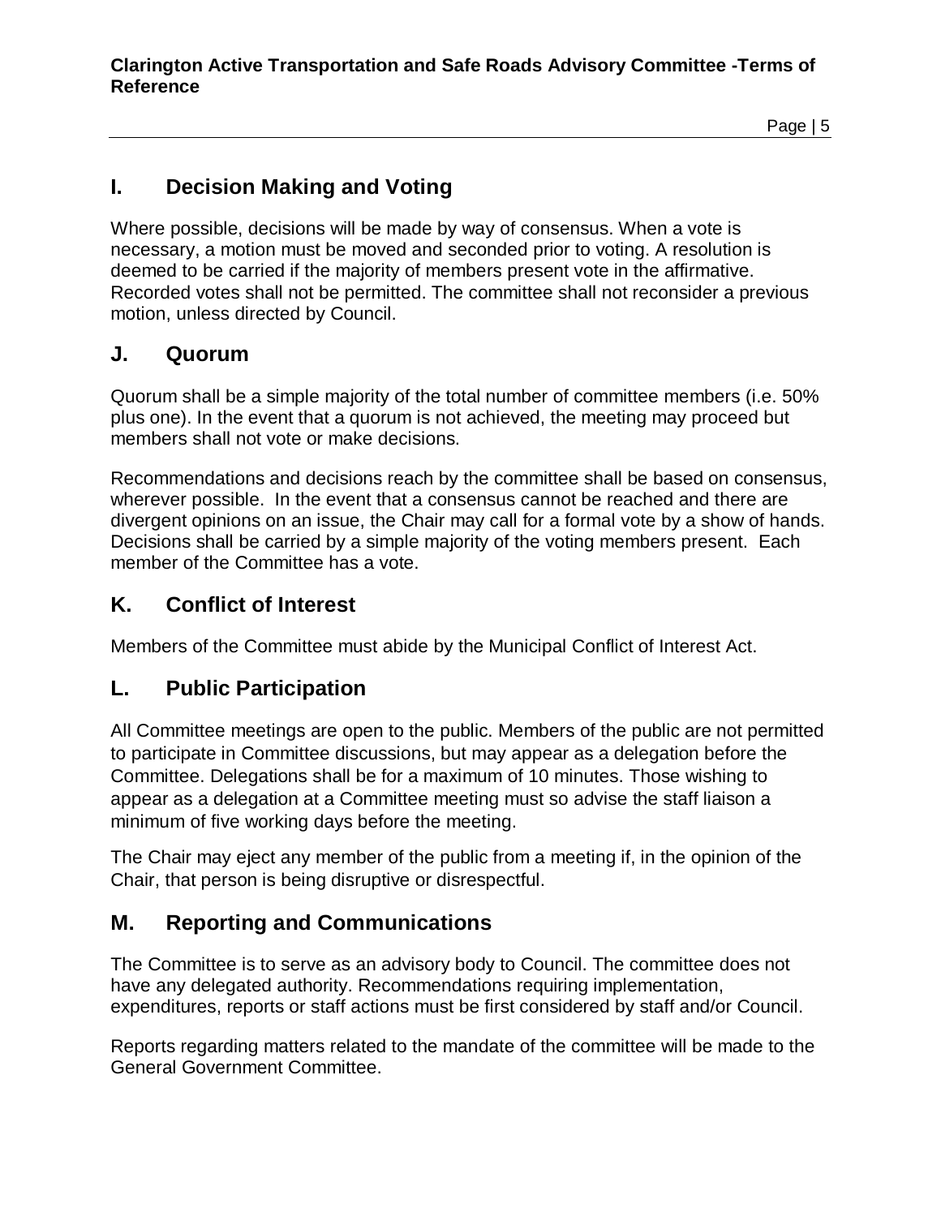## I. Decision Making and Voting

Where possible, decisions will be made by way of consensus. When a vote is necessary, a motion must be moved and seconded prior to voting. A resolution is deemed to be carried if the majority of members present vote in the affirmative. Recorded votes shall not be permitted. The committee shall not reconsider a previous motion, unless directed by Council.

## J. Quorum

Quorum shall be a simple majority of the total number of committee members (i.e. 50% plus one). In the event that a quorum is not achieved, the meeting may proceed but members shall not vote or make decisions.

Recommendations and decisions reach by the committee shall be based on consensus, wherever possible. In the event that a consensus cannot be reached and there are divergent opinions on an issue, the Chair may call for a formal vote by a show of hands. Decisions shall be carried by a simple majority of the voting members present. Each member of the Committee has a vote.

## K. Conflict of Interest

Members of the Committee must abide by the Municipal Conflict of Interest Act.

## L. Public Participation

All Committee meetings are open to the public. Members of the public are not permitted to participate in Committee discussions, but may appear as a delegation before the Committee. Delegations shall be for a maximum of 10 minutes. Those wishing to appear as a delegation at a Committee meeting must so advise the staff liaison a minimum of five working days before the meeting.

The Chair may eject any member of the public from a meeting if, in the opinion of the Chair, that person is being disruptive or disrespectful.

## M. Reporting and Communications

The Committee is to serve as an advisory body to Council. The committee does not have any delegated authority. Recommendations requiring implementation, expenditures, reports or staff actions must be first considered by staff and/or Council.

Reports regarding matters related to the mandate of the committee will be made to the General Government Committee.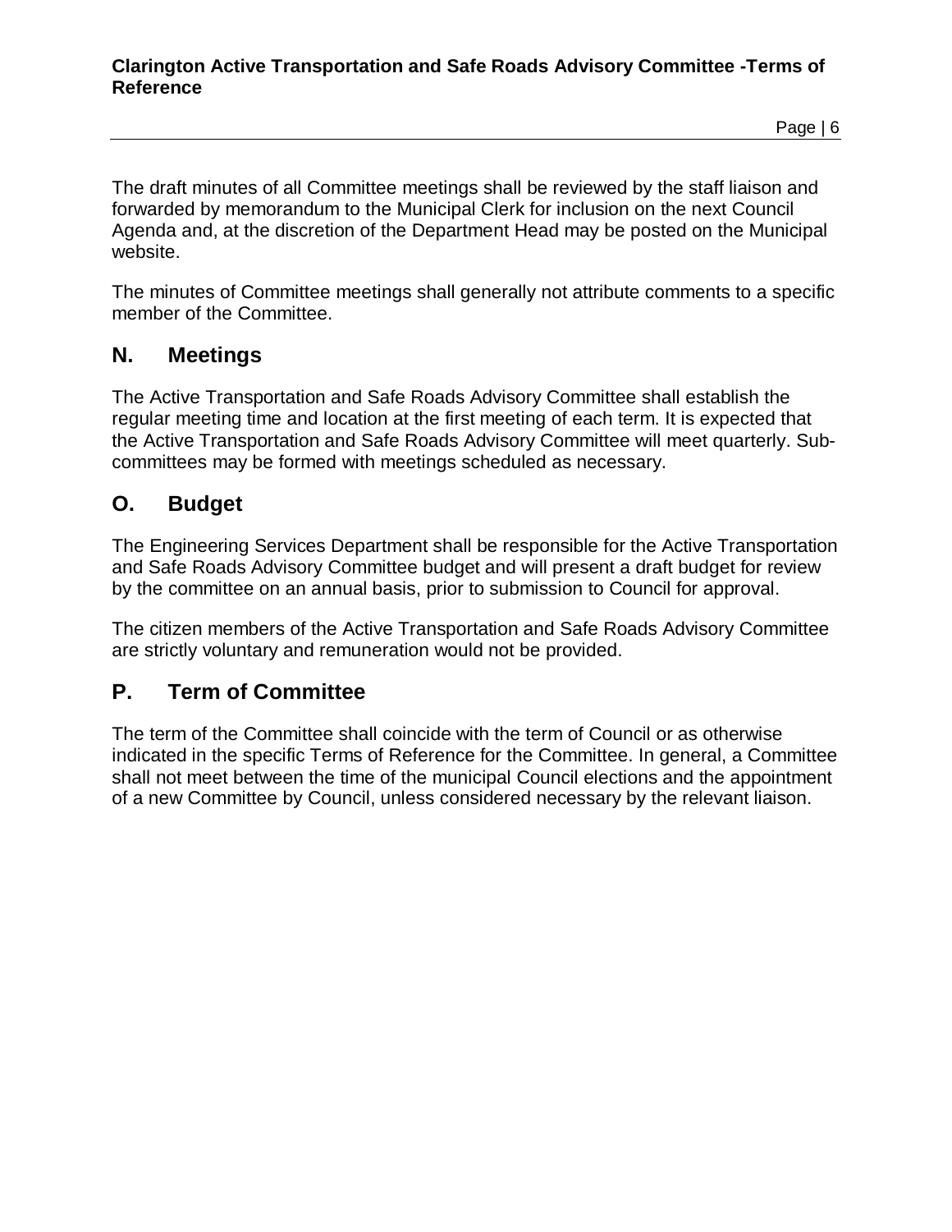The draft minutes of all Committee meetings shall be reviewed by the staff liaison and forwarded by memorandum to the Municipal Clerk for inclusion on the next Council Agenda and, at the discretion of the Department Head may be posted on the Municipal website.

The minutes of Committee meetings shall generally not attribute comments to a specific member of the Committee.

## N. Meetings

The Active Transportation and Safe Roads Advisory Committee shall establish the regular meeting time and location at the first meeting of each term. It is expected that the Active Transportation and Safe Roads Advisory Committee will meet quarterly. Sub-committees may be formed with meetings scheduled as necessary.

## O. Budget

The Engineering Services Department shall be responsible for the Active Transportation and Safe Roads Advisory Committee budget and will present a draft budget for review by the committee on an annual basis, prior to submission to Council for approval.

The citizen members of the Active Transportation and Safe Roads Advisory Committee are strictly voluntary and remuneration would not be provided.

## P. Term of Committee

The term of the Committee shall coincide with the term of Council or as otherwise indicated in the specific Terms of Reference for the Committee. In general, a Committee shall not meet between the time of the municipal Council elections and the appointment of a new Committee by Council, unless considered necessary by the relevant liaison.